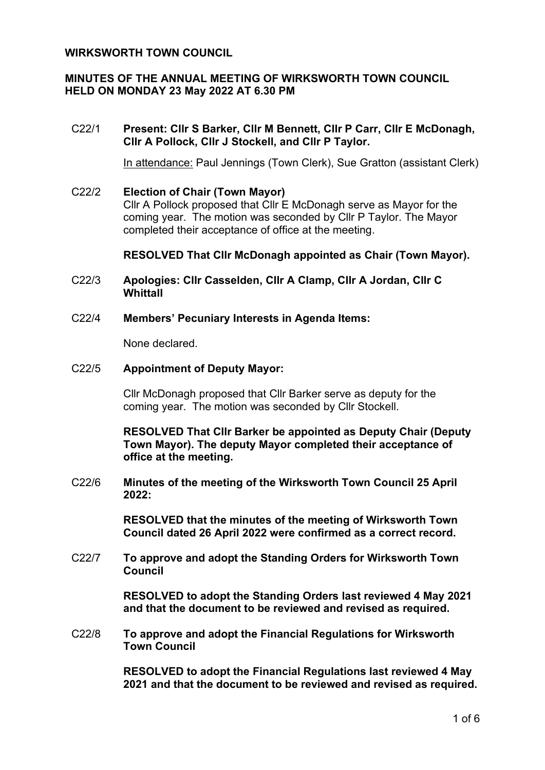# WIRKSWORTH TOWN COUNCIL

## MINUTES OF THE ANNUAL MEETING OF WIRKSWORTH TOWN COUNCIL HELD ON MONDAY 23 May 2022 AT 6.30 PM

C22/1 **Present: Cllr S Barker, Cllr M Bennett, Cllr P Carr, Cllr E McDonagh, Cllr A Pollock, Cllr J Stockell, and Cllr P Taylor.**

<u>In attendance:</u> Paul Jennings (Town Clerk), Sue Gratton (assistant Clerk)

C22/2 **Election of Chair (Town Mayor)**

Cllr A Pollock proposed that Cllr E McDonagh serve as Mayor for the coming year. The motion was seconded by Cllr P Taylor. The Mayor completed their acceptance of office at the meeting.

**RESOLVED That Cllr McDonagh appointed as Chair (Town Mayor).**

C22/3 **Apologies: Cllr Casselden, Cllr A Clamp, Cllr A Jordan, Cllr C Whittall**

C22/4 **Members' Pecuniary Interests in Agenda Items:**

None declared.

C22/5 **Appointment of Deputy Mayor:**

Cllr McDonagh proposed that Cllr Barker serve as deputy for the coming year. The motion was seconded by Cllr Stockell.

**RESOLVED That Cllr Barker be appointed as Deputy Chair (Deputy Town Mayor). The deputy Mayor completed their acceptance of office at the meeting.**

C22/6 **Minutes of the meeting of the Wirksworth Town Council 25 April 2022:**

**RESOLVED that the minutes of the meeting of Wirksworth Town Council dated 26 April 2022 were confirmed as a correct record.**

C22/7 **To approve and adopt the Standing Orders for Wirksworth Town Council**

**RESOLVED to adopt the Standing Orders last reviewed 4 May 2021 and that the document to be reviewed and revised as required.**

C22/8 **To approve and adopt the Financial Regulations for Wirksworth Town Council**

**RESOLVED to adopt the Financial Regulations last reviewed 4 May 2021 and that the document to be reviewed and revised as required.**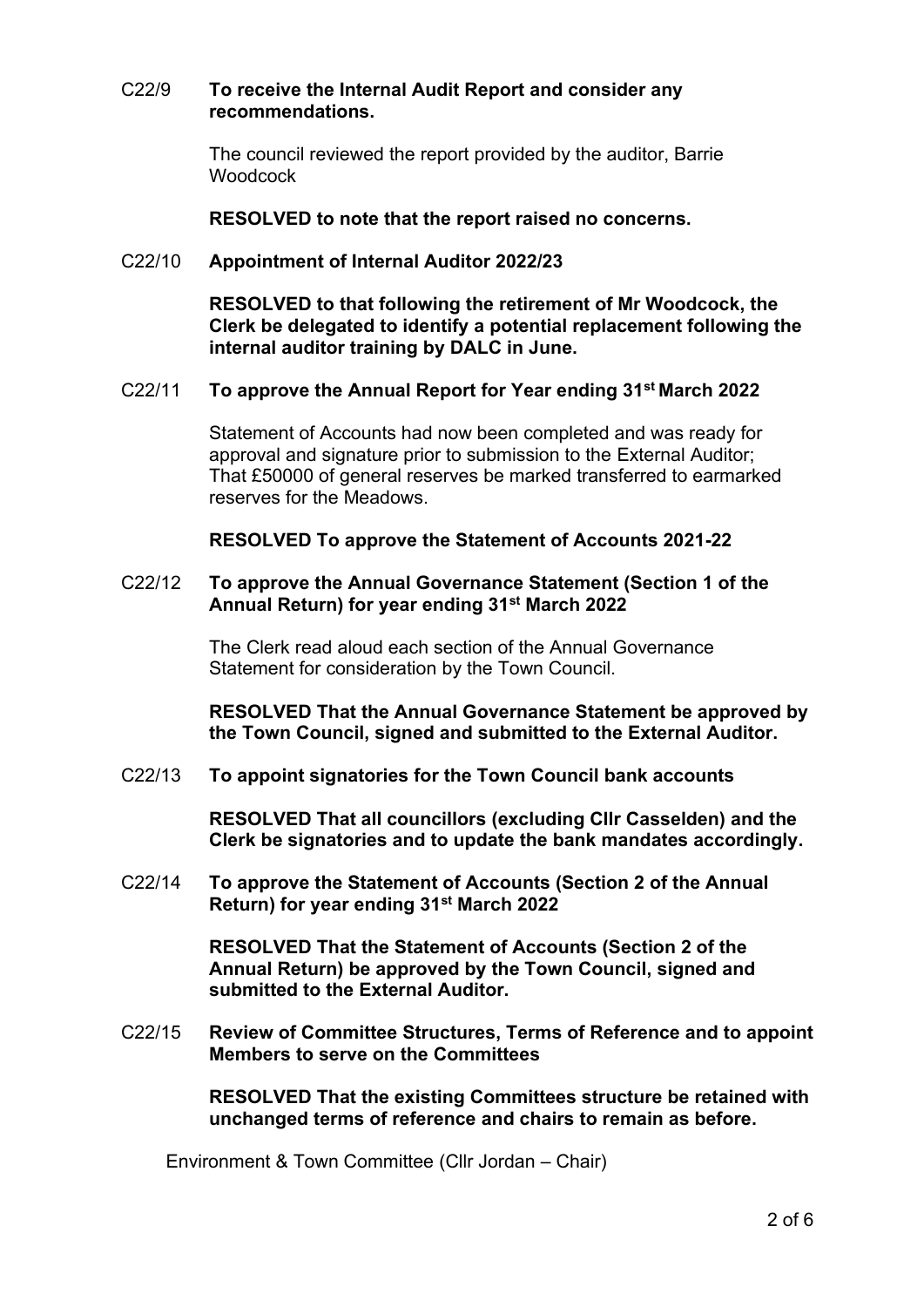**C22/9 To receive the Internal Audit Report and consider any recommendations.**

The council reviewed the report provided by the auditor, Barrie Woodcock

**RESOLVED to note that the report raised no concerns.**

**C22/10 Appointment of Internal Auditor 2022/23**

**RESOLVED to that following the retirement of Mr Woodcock, the Clerk be delegated to identify a potential replacement following the internal auditor training by DALC in June.**

**C22/11 To approve the Annual Report for Year ending 31st March 2022**

Statement of Accounts had now been completed and was ready for approval and signature prior to submission to the External Auditor;
That £50000 of general reserves be marked transferred to earmarked reserves for the Meadows.

**RESOLVED To approve the Statement of Accounts 2021-22**

**C22/12 To approve the Annual Governance Statement (Section 1 of the Annual Return) for year ending 31st March 2022**

The Clerk read aloud each section of the Annual Governance Statement for consideration by the Town Council.

**RESOLVED That the Annual Governance Statement be approved by the Town Council, signed and submitted to the External Auditor.**

**C22/13 To appoint signatories for the Town Council bank accounts**

**RESOLVED That all councillors (excluding Cllr Casselden) and the Clerk be signatories and to update the bank mandates accordingly.**

**C22/14 To approve the Statement of Accounts (Section 2 of the Annual Return) for year ending 31st March 2022**

**RESOLVED That the Statement of Accounts (Section 2 of the Annual Return) be approved by the Town Council, signed and submitted to the External Auditor.**

**C22/15 Review of Committee Structures, Terms of Reference and to appoint Members to serve on the Committees**

**RESOLVED That the existing Committees structure be retained with unchanged terms of reference and chairs to remain as before.**

Environment & Town Committee (Cllr Jordan – Chair)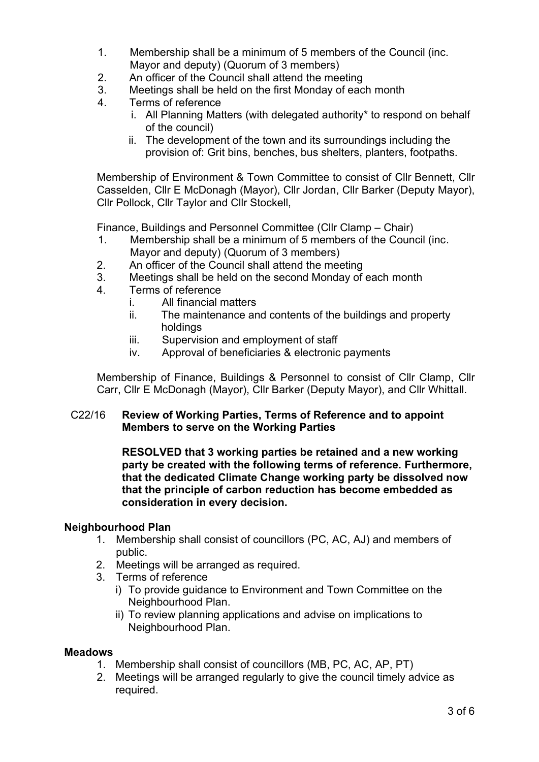1. Membership shall be a minimum of 5 members of the Council (inc. Mayor and deputy) (Quorum of 3 members)
2. An officer of the Council shall attend the meeting
3. Meetings shall be held on the first Monday of each month
4. Terms of reference
   i. All Planning Matters (with delegated authority* to respond on behalf of the council)
   ii. The development of the town and its surroundings including the provision of: Grit bins, benches, bus shelters, planters, footpaths.

Membership of Environment & Town Committee to consist of Cllr Bennett, Cllr Casselden, Cllr E McDonagh (Mayor), Cllr Jordan, Cllr Barker (Deputy Mayor), Cllr Pollock, Cllr Taylor and Cllr Stockell,

Finance, Buildings and Personnel Committee (Cllr Clamp – Chair)

1. Membership shall be a minimum of 5 members of the Council (inc. Mayor and deputy) (Quorum of 3 members)
2. An officer of the Council shall attend the meeting
3. Meetings shall be held on the second Monday of each month
4. Terms of reference
   i. All financial matters
   ii. The maintenance and contents of the buildings and property holdings
   iii. Supervision and employment of staff
   iv. Approval of beneficiaries & electronic payments

Membership of Finance, Buildings & Personnel to consist of Cllr Clamp, Cllr Carr, Cllr E McDonagh (Mayor), Cllr Barker (Deputy Mayor), and Cllr Whittall.

C22/16 **Review of Working Parties, Terms of Reference and to appoint Members to serve on the Working Parties**

**RESOLVED that 3 working parties be retained and a new working party be created with the following terms of reference. Furthermore, that the dedicated Climate Change working party be dissolved now that the principle of carbon reduction has become embedded as consideration in every decision.**

**Neighbourhood Plan**

1. Membership shall consist of councillors (PC, AC, AJ) and members of public.
2. Meetings will be arranged as required.
3. Terms of reference
   i) To provide guidance to Environment and Town Committee on the Neighbourhood Plan.
   ii) To review planning applications and advise on implications to Neighbourhood Plan.

**Meadows**

1. Membership shall consist of councillors (MB, PC, AC, AP, PT)
2. Meetings will be arranged regularly to give the council timely advice as required.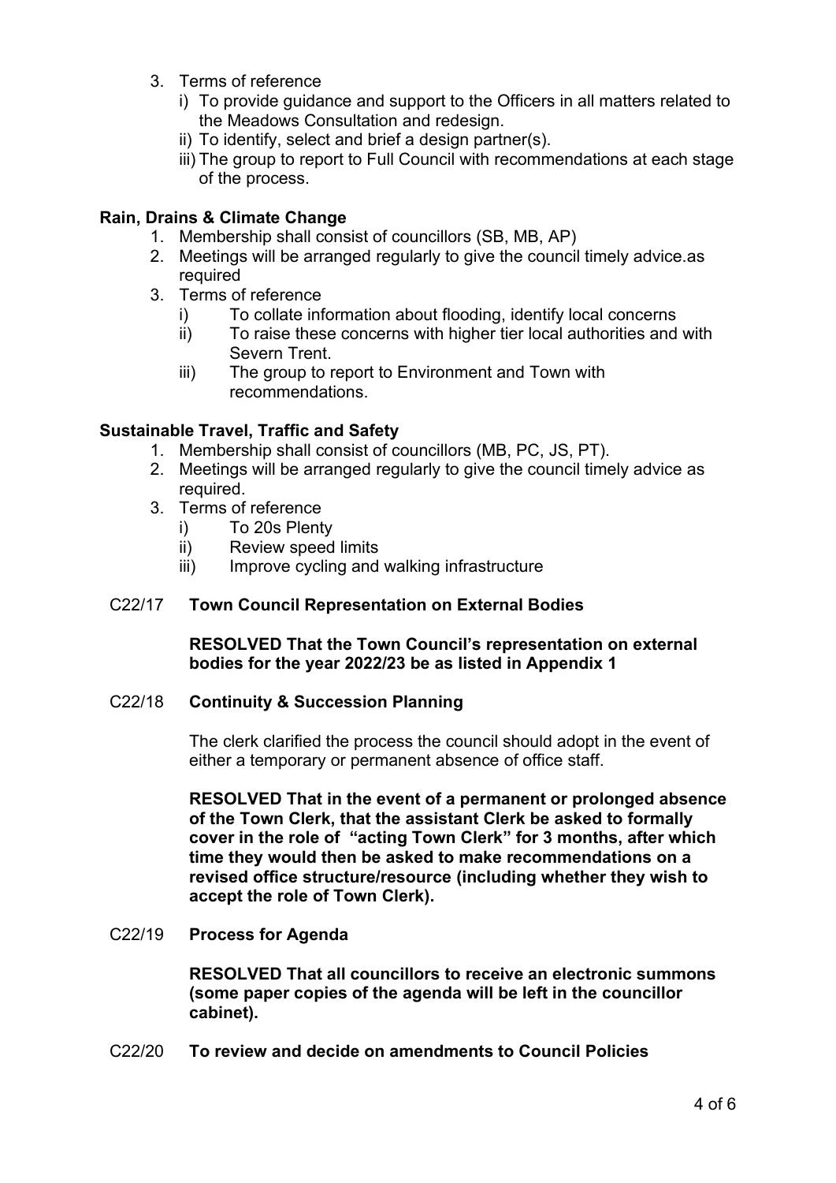3. Terms of reference
   i) To provide guidance and support to the Officers in all matters related to the Meadows Consultation and redesign.
   ii) To identify, select and brief a design partner(s).
   iii) The group to report to Full Council with recommendations at each stage of the process.

**Rain, Drains & Climate Change**

1. Membership shall consist of councillors (SB, MB, AP)
2. Meetings will be arranged regularly to give the council timely advice.as required
3. Terms of reference
   i) To collate information about flooding, identify local concerns
   ii) To raise these concerns with higher tier local authorities and with Severn Trent.
   iii) The group to report to Environment and Town with recommendations.

**Sustainable Travel, Traffic and Safety**

1. Membership shall consist of councillors (MB, PC, JS, PT).
2. Meetings will be arranged regularly to give the council timely advice as required.
3. Terms of reference
   i) To 20s Plenty
   ii) Review speed limits
   iii) Improve cycling and walking infrastructure

C22/17 **Town Council Representation on External Bodies**

**RESOLVED That the Town Council's representation on external bodies for the year 2022/23 be as listed in Appendix 1**

C22/18 **Continuity & Succession Planning**

The clerk clarified the process the council should adopt in the event of either a temporary or permanent absence of office staff.

**RESOLVED That in the event of a permanent or prolonged absence of the Town Clerk, that the assistant Clerk be asked to formally cover in the role of "acting Town Clerk" for 3 months, after which time they would then be asked to make recommendations on a revised office structure/resource (including whether they wish to accept the role of Town Clerk).**

C22/19 **Process for Agenda**

**RESOLVED That all councillors to receive an electronic summons (some paper copies of the agenda will be left in the councillor cabinet).**

C22/20 **To review and decide on amendments to Council Policies**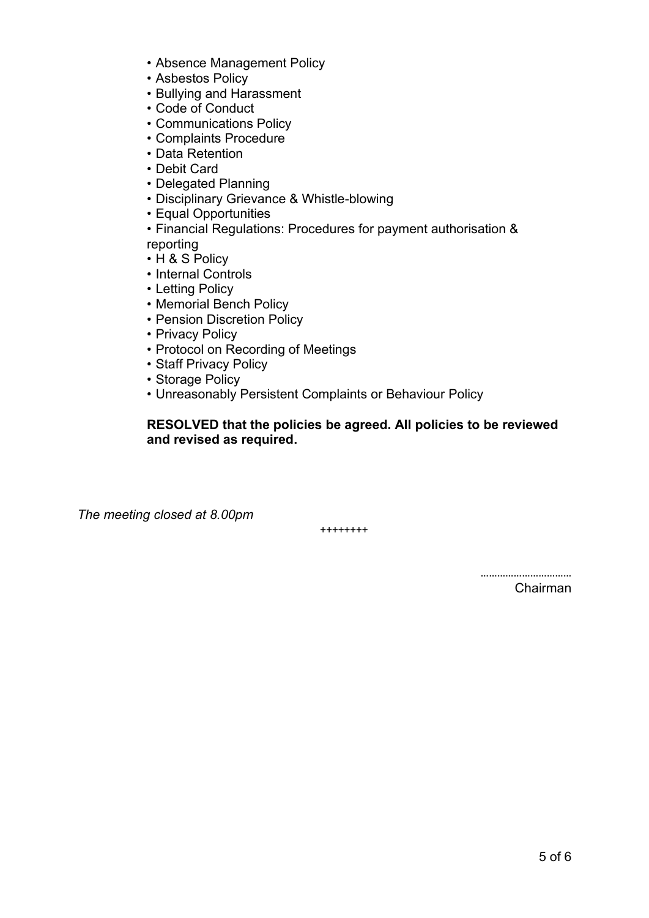- Absence Management Policy
- Asbestos Policy
- Bullying and Harassment
- Code of Conduct
- Communications Policy
- Complaints Procedure
- Data Retention
- Debit Card
- Delegated Planning
- Disciplinary Grievance & Whistle-blowing
- Equal Opportunities
- Financial Regulations: Procedures for payment authorisation & reporting
- H & S Policy
- Internal Controls
- Letting Policy
- Memorial Bench Policy
- Pension Discretion Policy
- Privacy Policy
- Protocol on Recording of Meetings
- Staff Privacy Policy
- Storage Policy
- Unreasonably Persistent Complaints or Behaviour Policy

**RESOLVED that the policies be agreed. All policies to be reviewed and revised as required.**

*The meeting closed at 8.00pm*

++++++++

……………………………

Chairman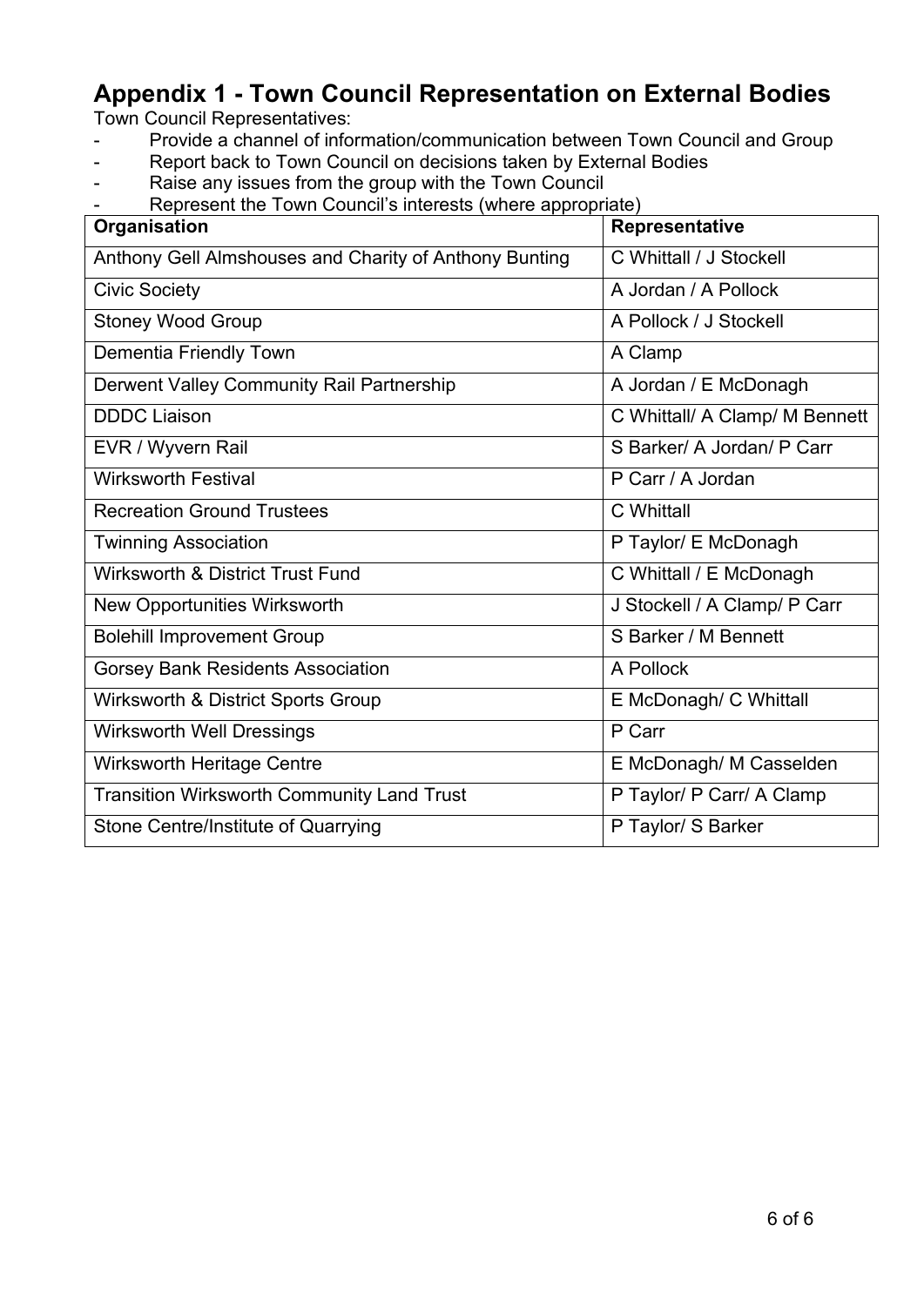## Appendix 1 - Town Council Representation on External Bodies

Town Council Representatives:

- Provide a channel of information/communication between Town Council and Group
- Report back to Town Council on decisions taken by External Bodies
- Raise any issues from the group with the Town Council
- Represent the Town Council's interests (where appropriate)

| Organisation | Representative |
|---|---|
| Anthony Gell Almshouses and Charity of Anthony Bunting | C Whittall / J Stockell |
| Civic Society | A Jordan / A Pollock |
| Stoney Wood Group | A Pollock / J Stockell |
| Dementia Friendly Town | A Clamp |
| Derwent Valley Community Rail Partnership | A Jordan / E McDonagh |
| DDDC Liaison | C Whittall/ A Clamp/ M Bennett |
| EVR / Wyvern Rail | S Barker/ A Jordan/ P Carr |
| Wirksworth Festival | P Carr / A Jordan |
| Recreation Ground Trustees | C Whittall |
| Twinning Association | P Taylor/ E McDonagh |
| Wirksworth & District Trust Fund | C Whittall / E McDonagh |
| New Opportunities Wirksworth | J Stockell / A Clamp/ P Carr |
| Bolehill Improvement Group | S Barker / M Bennett |
| Gorsey Bank Residents Association | A Pollock |
| Wirksworth & District Sports Group | E McDonagh/ C Whittall |
| Wirksworth Well Dressings | P Carr |
| Wirksworth Heritage Centre | E McDonagh/ M Casselden |
| Transition Wirksworth Community Land Trust | P Taylor/ P Carr/ A Clamp |
| Stone Centre/Institute of Quarrying | P Taylor/ S Barker |